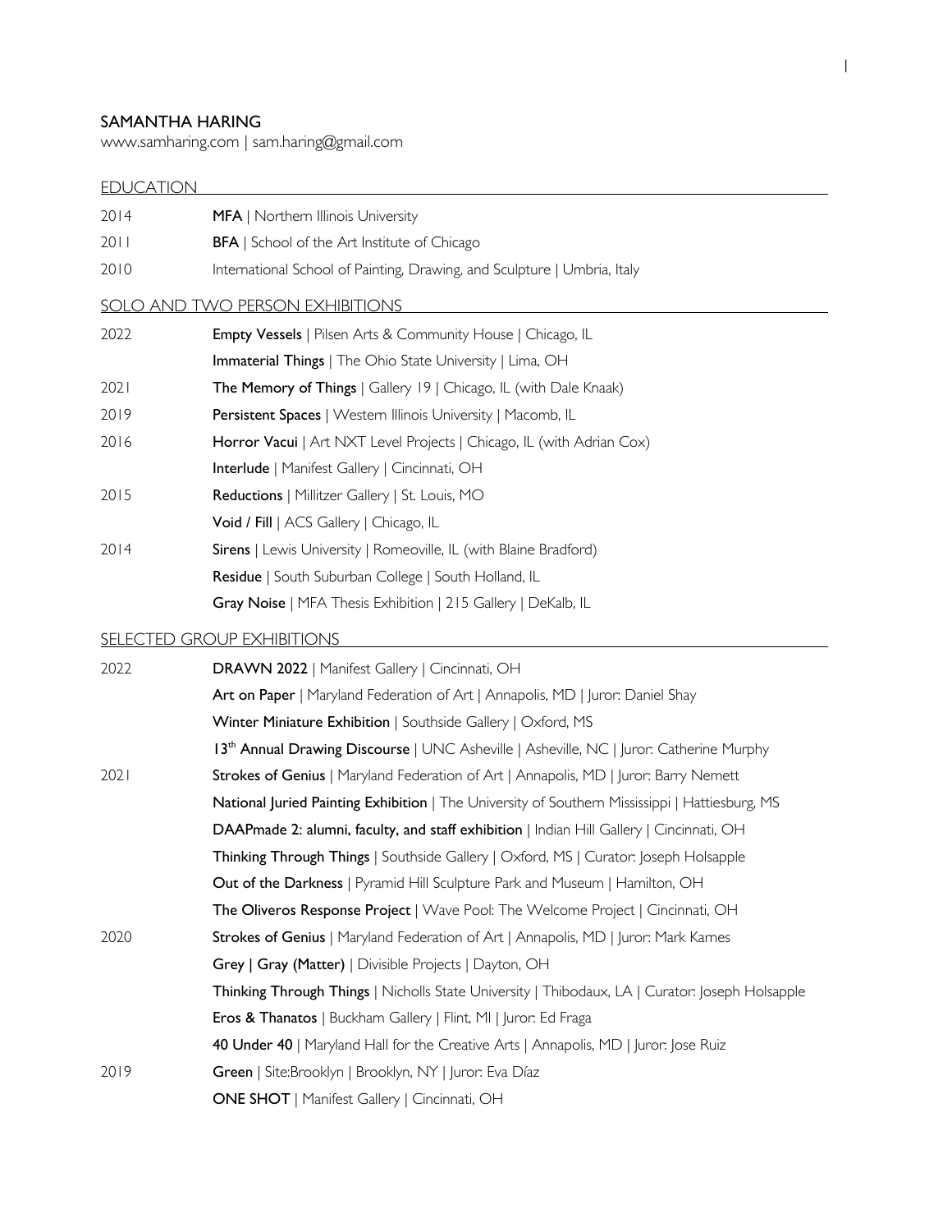# SAMANTHA HARING

www.samharing.com | sam.haring@gmail.com

## EDUCATION

2014 **MFA** | Northern Illinois University

2011 **BFA** | School of the Art Institute of Chicago

2010 International School of Painting, Drawing, and Sculpture | Umbria, Italy

## SOLO AND TWO PERSON EXHIBITIONS

2022 **Empty Vessels** | Pilsen Arts & Community House | Chicago, IL

**Immaterial Things** | The Ohio State University | Lima, OH

2021 **The Memory of Things** | Gallery 19 | Chicago, IL (with Dale Knaak)

2019 **Persistent Spaces** | Western Illinois University | Macomb, IL

2016 **Horror Vacui** | Art NXT Level Projects | Chicago, IL (with Adrian Cox)

**Interlude** | Manifest Gallery | Cincinnati, OH

2015 **Reductions** | Millitzer Gallery | St. Louis, MO

**Void / Fill** | ACS Gallery | Chicago, IL

2014 **Sirens** | Lewis University | Romeoville, IL (with Blaine Bradford)

**Residue** | South Suburban College | South Holland, IL

**Gray Noise** | MFA Thesis Exhibition | 215 Gallery | DeKalb, IL

## SELECTED GROUP EXHIBITIONS

2022 **DRAWN 2022** | Manifest Gallery | Cincinnati, OH

**Art on Paper** | Maryland Federation of Art | Annapolis, MD | Juror: Daniel Shay

**Winter Miniature Exhibition** | Southside Gallery | Oxford, MS

**13th Annual Drawing Discourse** | UNC Asheville | Asheville, NC | Juror: Catherine Murphy

2021 **Strokes of Genius** | Maryland Federation of Art | Annapolis, MD | Juror: Barry Nemett

**National Juried Painting Exhibition** | The University of Southern Mississippi | Hattiesburg, MS

**DAAPmade 2: alumni, faculty, and staff exhibition** | Indian Hill Gallery | Cincinnati, OH

**Thinking Through Things** | Southside Gallery | Oxford, MS | Curator: Joseph Holsapple

**Out of the Darkness** | Pyramid Hill Sculpture Park and Museum | Hamilton, OH

**The Oliveros Response Project** | Wave Pool: The Welcome Project | Cincinnati, OH

2020 **Strokes of Genius** | Maryland Federation of Art | Annapolis, MD | Juror: Mark Karnes

**Grey | Gray (Matter)** | Divisible Projects | Dayton, OH

**Thinking Through Things** | Nicholls State University | Thibodaux, LA | Curator: Joseph Holsapple

**Eros & Thanatos** | Buckham Gallery | Flint, MI | Juror: Ed Fraga

**40 Under 40** | Maryland Hall for the Creative Arts | Annapolis, MD | Juror: Jose Ruiz

2019 **Green** | Site:Brooklyn | Brooklyn, NY | Juror: Eva Díaz

**ONE SHOT** | Manifest Gallery | Cincinnati, OH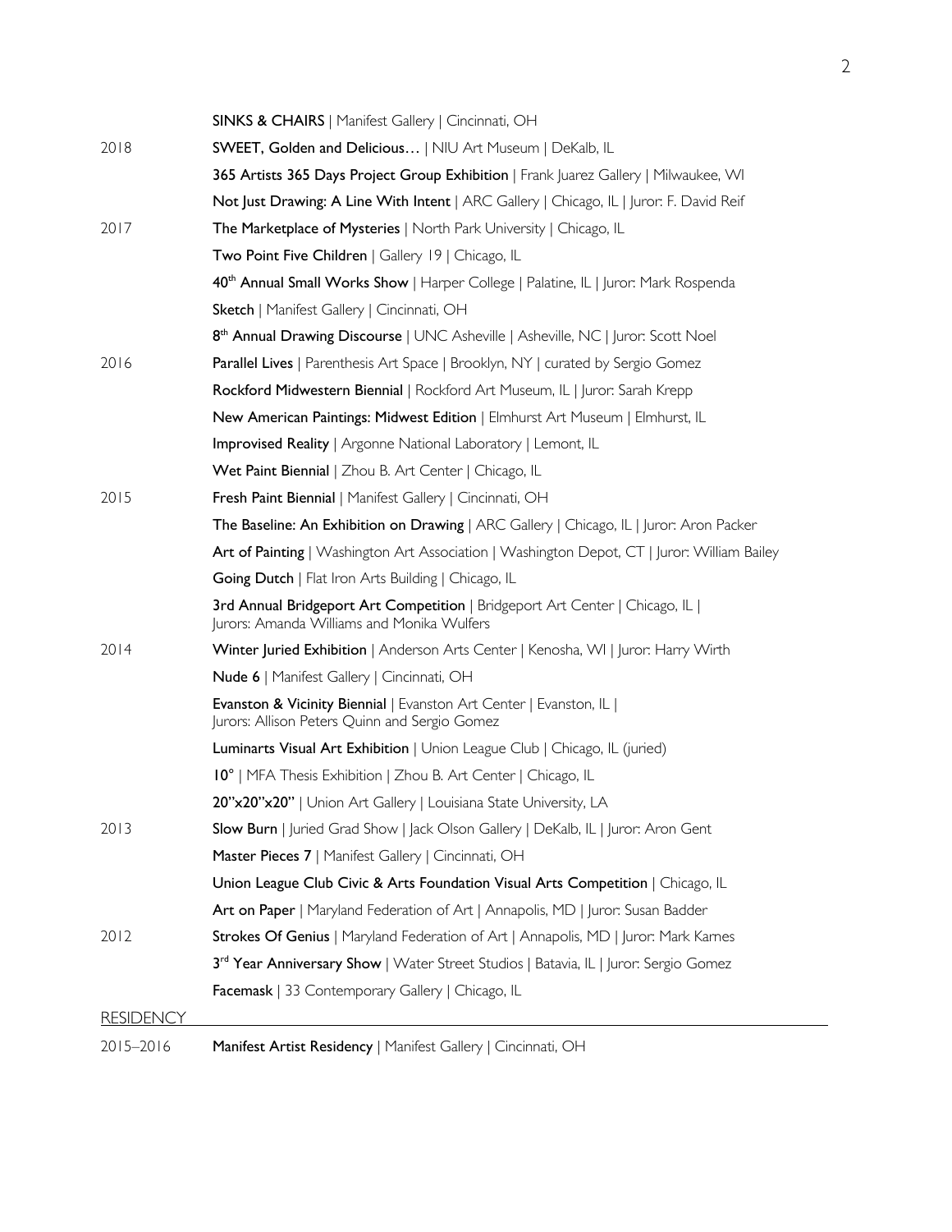| | |
|---|---|
| | **SINKS & CHAIRS** \| Manifest Gallery \| Cincinnati, OH |
| 2018 | **SWEET, Golden and Delicious…** \| NIU Art Museum \| DeKalb, IL |
| | **365 Artists 365 Days Project Group Exhibition** \| Frank Juarez Gallery \| Milwaukee, WI |
| | **Not Just Drawing: A Line With Intent** \| ARC Gallery \| Chicago, IL \| Juror: F. David Reif |
| 2017 | **The Marketplace of Mysteries** \| North Park University \| Chicago, IL |
| | **Two Point Five Children** \| Gallery 19 \| Chicago, IL |
| | **40th Annual Small Works Show** \| Harper College \| Palatine, IL \| Juror: Mark Rospenda |
| | **Sketch** \| Manifest Gallery \| Cincinnati, OH |
| | **8th Annual Drawing Discourse** \| UNC Asheville \| Asheville, NC \| Juror: Scott Noel |
| 2016 | **Parallel Lives** \| Parenthesis Art Space \| Brooklyn, NY \| curated by Sergio Gomez |
| | **Rockford Midwestern Biennial** \| Rockford Art Museum, IL \| Juror: Sarah Krepp |
| | **New American Paintings: Midwest Edition** \| Elmhurst Art Museum \| Elmhurst, IL |
| | **Improvised Reality** \| Argonne National Laboratory \| Lemont, IL |
| | **Wet Paint Biennial** \| Zhou B. Art Center \| Chicago, IL |
| 2015 | **Fresh Paint Biennial** \| Manifest Gallery \| Cincinnati, OH |
| | **The Baseline: An Exhibition on Drawing** \| ARC Gallery \| Chicago, IL \| Juror: Aron Packer |
| | **Art of Painting** \| Washington Art Association \| Washington Depot, CT \| Juror: William Bailey |
| | **Going Dutch** \| Flat Iron Arts Building \| Chicago, IL |
| | **3rd Annual Bridgeport Art Competition** \| Bridgeport Art Center \| Chicago, IL \| Jurors: Amanda Williams and Monika Wulfers |
| 2014 | **Winter Juried Exhibition** \| Anderson Arts Center \| Kenosha, WI \| Juror: Harry Wirth |
| | **Nude 6** \| Manifest Gallery \| Cincinnati, OH |
| | **Evanston & Vicinity Biennial** \| Evanston Art Center \| Evanston, IL \| Jurors: Allison Peters Quinn and Sergio Gomez |
| | **Luminarts Visual Art Exhibition** \| Union League Club \| Chicago, IL (juried) |
| | **10°** \| MFA Thesis Exhibition \| Zhou B. Art Center \| Chicago, IL |
| | **20"x20"x20"** \| Union Art Gallery \| Louisiana State University, LA |
| 2013 | **Slow Burn** \| Juried Grad Show \| Jack Olson Gallery \| DeKalb, IL \| Juror: Aron Gent |
| | **Master Pieces 7** \| Manifest Gallery \| Cincinnati, OH |
| | **Union League Club Civic & Arts Foundation Visual Arts Competition** \| Chicago, IL |
| | **Art on Paper** \| Maryland Federation of Art \| Annapolis, MD \| Juror: Susan Badder |
| 2012 | **Strokes Of Genius** \| Maryland Federation of Art \| Annapolis, MD \| Juror: Mark Karnes |
| | **3rd Year Anniversary Show** \| Water Street Studios \| Batavia, IL \| Juror: Sergio Gomez |
| | **Facemask** \| 33 Contemporary Gallery \| Chicago, IL |

## RESIDENCY

| | |
|---|---|
| 2015–2016 | **Manifest Artist Residency** \| Manifest Gallery \| Cincinnati, OH |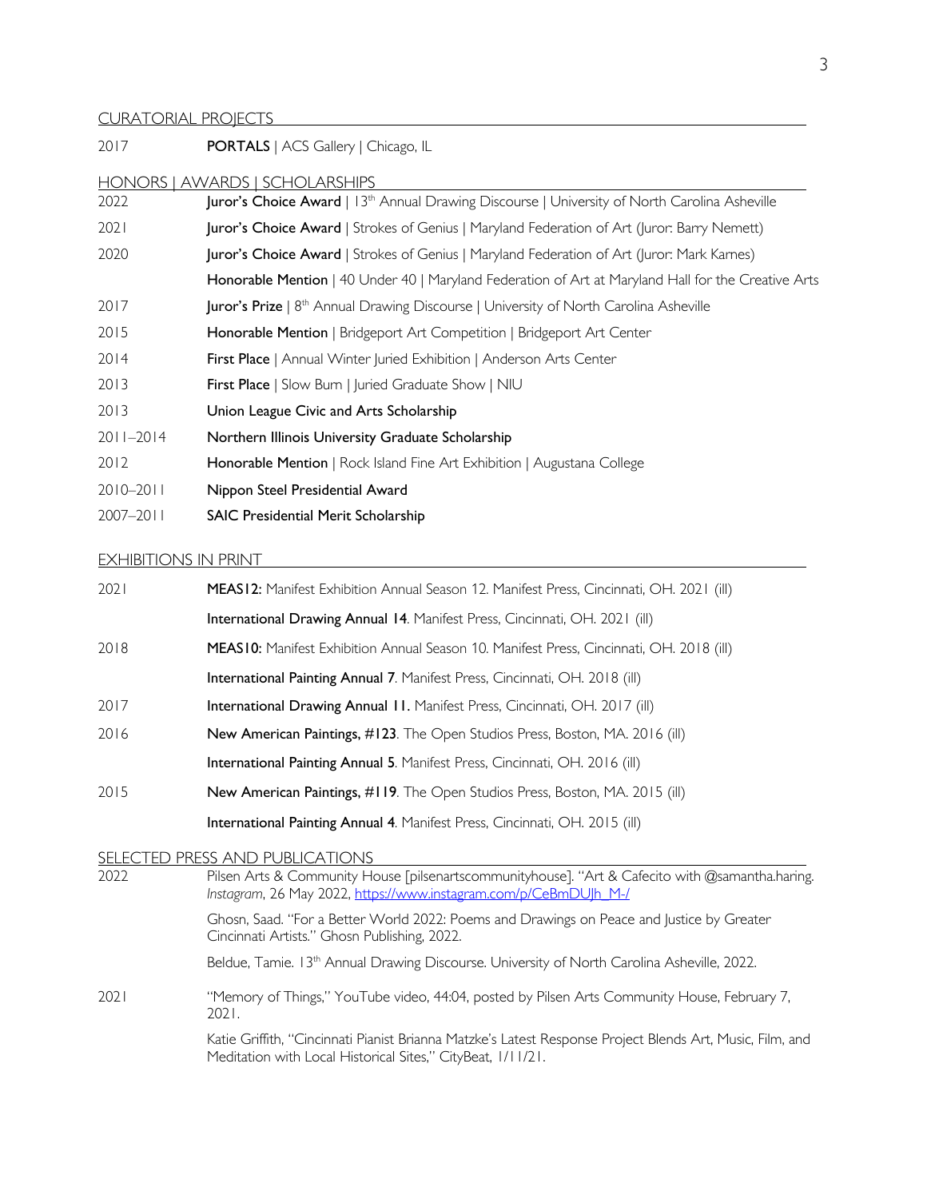## CURATORIAL PROJECTS

2017 **PORTALS** | ACS Gallery | Chicago, IL

## HONORS | AWARDS | SCHOLARSHIPS

2022 **Juror's Choice Award** | 13th Annual Drawing Discourse | University of North Carolina Asheville

2021 **Juror's Choice Award** | Strokes of Genius | Maryland Federation of Art (Juror: Barry Nemett)

2020 **Juror's Choice Award** | Strokes of Genius | Maryland Federation of Art (Juror: Mark Karnes)

**Honorable Mention** | 40 Under 40 | Maryland Federation of Art at Maryland Hall for the Creative Arts

2017 **Juror's Prize** | 8th Annual Drawing Discourse | University of North Carolina Asheville

2015 **Honorable Mention** | Bridgeport Art Competition | Bridgeport Art Center

2014 **First Place** | Annual Winter Juried Exhibition | Anderson Arts Center

2013 **First Place** | Slow Burn | Juried Graduate Show | NIU

2013 **Union League Civic and Arts Scholarship**

2011–2014 **Northern Illinois University Graduate Scholarship**

2012 **Honorable Mention** | Rock Island Fine Art Exhibition | Augustana College

2010–2011 **Nippon Steel Presidential Award**

2007–2011 **SAIC Presidential Merit Scholarship**

## EXHIBITIONS IN PRINT

2021 **MEAS12:** Manifest Exhibition Annual Season 12. Manifest Press, Cincinnati, OH. 2021 (ill)

**International Drawing Annual 14**. Manifest Press, Cincinnati, OH. 2021 (ill)

2018 **MEAS10:** Manifest Exhibition Annual Season 10. Manifest Press, Cincinnati, OH. 2018 (ill)

**International Painting Annual 7**. Manifest Press, Cincinnati, OH. 2018 (ill)

2017 **International Drawing Annual 11.** Manifest Press, Cincinnati, OH. 2017 (ill)

2016 **New American Paintings, #123**. The Open Studios Press, Boston, MA. 2016 (ill)

**International Painting Annual 5**. Manifest Press, Cincinnati, OH. 2016 (ill)

2015 **New American Paintings, #119**. The Open Studios Press, Boston, MA. 2015 (ill)

**International Painting Annual 4**. Manifest Press, Cincinnati, OH. 2015 (ill)

## SELECTED PRESS AND PUBLICATIONS

2022 Pilsen Arts & Community House [pilsenartscommunityhouse]. "Art & Cafecito with @samantha.haring. *Instagram*, 26 May 2022, https://www.instagram.com/p/CeBmDUJh_M-/

Ghosn, Saad. "For a Better World 2022: Poems and Drawings on Peace and Justice by Greater Cincinnati Artists." Ghosn Publishing, 2022.

Beldue, Tamie. 13th Annual Drawing Discourse. University of North Carolina Asheville, 2022.

2021 "Memory of Things," YouTube video, 44:04, posted by Pilsen Arts Community House, February 7, 2021.

Katie Griffith, "Cincinnati Pianist Brianna Matzke's Latest Response Project Blends Art, Music, Film, and Meditation with Local Historical Sites," CityBeat, 1/11/21.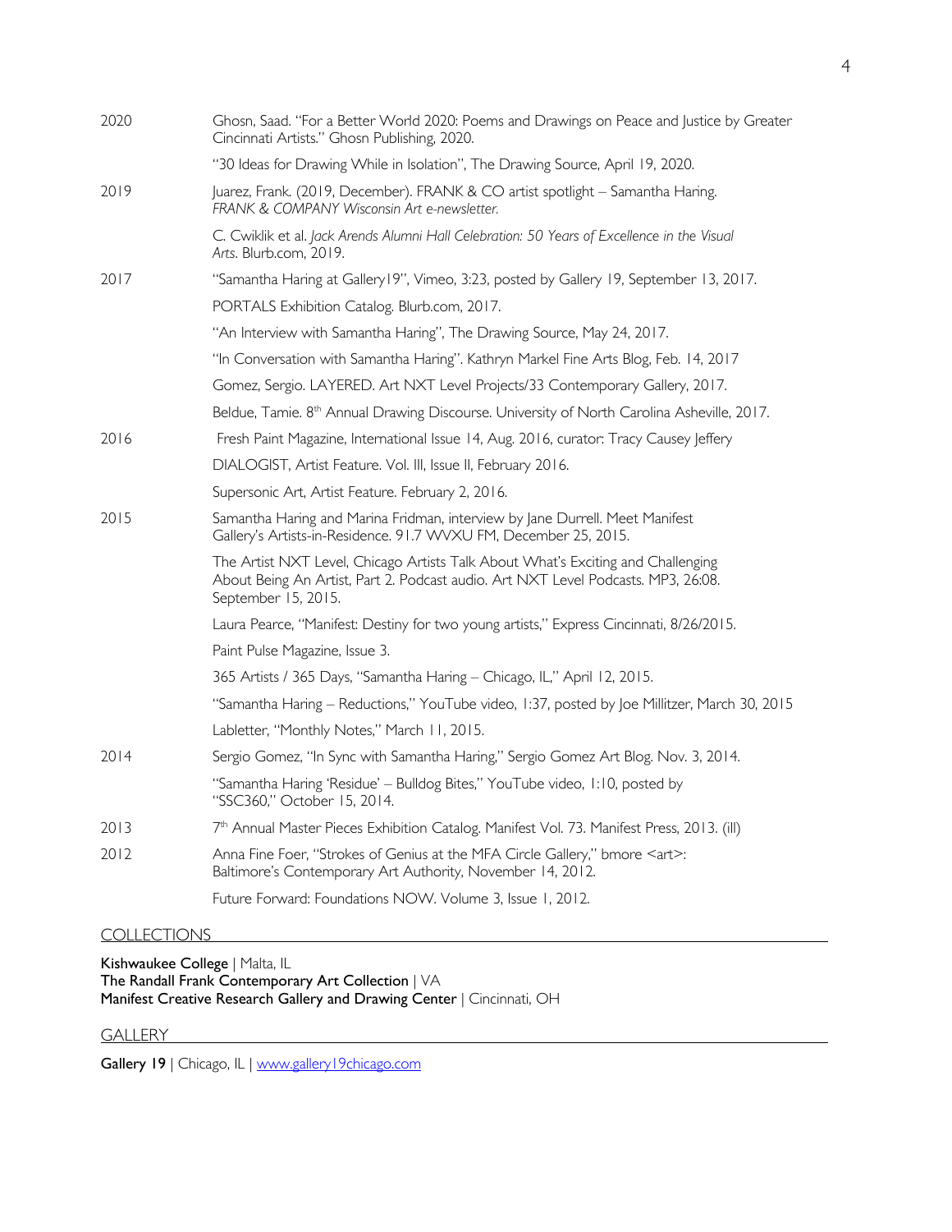2020 Ghosn, Saad. "For a Better World 2020: Poems and Drawings on Peace and Justice by Greater Cincinnati Artists." Ghosn Publishing, 2020.

"30 Ideas for Drawing While in Isolation", The Drawing Source, April 19, 2020.

2019 Juarez, Frank. (2019, December). FRANK & CO artist spotlight – Samantha Haring. *FRANK & COMPANY Wisconsin Art e-newsletter.*

C. Cwiklik et al. *Jack Arends Alumni Hall Celebration: 50 Years of Excellence in the Visual Arts*. Blurb.com, 2019.

2017 "Samantha Haring at Gallery19", Vimeo, 3:23, posted by Gallery 19, September 13, 2017.

PORTALS Exhibition Catalog. Blurb.com, 2017.

"An Interview with Samantha Haring", The Drawing Source, May 24, 2017.

"In Conversation with Samantha Haring". Kathryn Markel Fine Arts Blog, Feb. 14, 2017

Gomez, Sergio. LAYERED. Art NXT Level Projects/33 Contemporary Gallery, 2017.

Beldue, Tamie. 8th Annual Drawing Discourse. University of North Carolina Asheville, 2017.

2016 Fresh Paint Magazine, International Issue 14, Aug. 2016, curator: Tracy Causey Jeffery

DIALOGIST, Artist Feature. Vol. III, Issue II, February 2016.

Supersonic Art, Artist Feature. February 2, 2016.

2015 Samantha Haring and Marina Fridman, interview by Jane Durrell. Meet Manifest Gallery's Artists-in-Residence. 91.7 WVXU FM, December 25, 2015.

The Artist NXT Level, Chicago Artists Talk About What's Exciting and Challenging About Being An Artist, Part 2. Podcast audio. Art NXT Level Podcasts. MP3, 26:08. September 15, 2015.

Laura Pearce, "Manifest: Destiny for two young artists," Express Cincinnati, 8/26/2015.

Paint Pulse Magazine, Issue 3.

365 Artists / 365 Days, "Samantha Haring – Chicago, IL," April 12, 2015.

"Samantha Haring – Reductions," YouTube video, 1:37, posted by Joe Millitzer, March 30, 2015

Labletter, "Monthly Notes," March 11, 2015.

2014 Sergio Gomez, "In Sync with Samantha Haring," Sergio Gomez Art Blog. Nov. 3, 2014.

"Samantha Haring 'Residue' – Bulldog Bites," YouTube video, 1:10, posted by "SSC360," October 15, 2014.

2013 7th Annual Master Pieces Exhibition Catalog. Manifest Vol. 73. Manifest Press, 2013. (ill)

2012 Anna Fine Foer, "Strokes of Genius at the MFA Circle Gallery," bmore <art>: Baltimore's Contemporary Art Authority, November 14, 2012.

Future Forward: Foundations NOW. Volume 3, Issue 1, 2012.

## COLLECTIONS

**Kishwaukee College** | Malta, IL
**The Randall Frank Contemporary Art Collection** | VA
**Manifest Creative Research Gallery and Drawing Center** | Cincinnati, OH

## GALLERY

**Gallery 19** | Chicago, IL | www.gallery19chicago.com